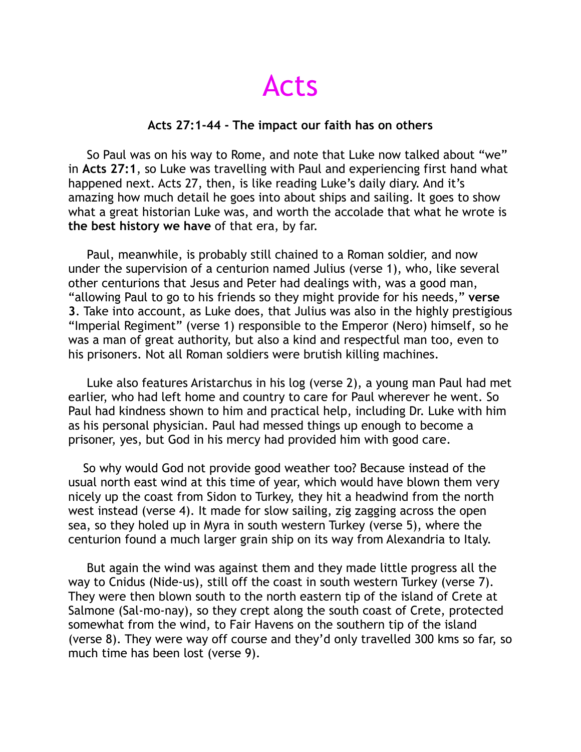# Acts

**Acts 27:1-44 - The impact our faith has on others**

So Paul was on his way to Rome, and note that Luke now talked about "we" in **Acts 27:1**, so Luke was travelling with Paul and experiencing first hand what happened next. Acts 27, then, is like reading Luke's daily diary. And it's amazing how much detail he goes into about ships and sailing. It goes to show what a great historian Luke was, and worth the accolade that what he wrote is **the best history we have** of that era, by far.

Paul, meanwhile, is probably still chained to a Roman soldier, and now under the supervision of a centurion named Julius (verse 1), who, like several other centurions that Jesus and Peter had dealings with, was a good man, "allowing Paul to go to his friends so they might provide for his needs," **verse 3**. Take into account, as Luke does, that Julius was also in the highly prestigious "Imperial Regiment" (verse 1) responsible to the Emperor (Nero) himself, so he was a man of great authority, but also a kind and respectful man too, even to his prisoners. Not all Roman soldiers were brutish killing machines.

Luke also features Aristarchus in his log (verse 2), a young man Paul had met earlier, who had left home and country to care for Paul wherever he went. So Paul had kindness shown to him and practical help, including Dr. Luke with him as his personal physician. Paul had messed things up enough to become a prisoner, yes, but God in his mercy had provided him with good care.

So why would God not provide good weather too? Because instead of the usual north east wind at this time of year, which would have blown them very nicely up the coast from Sidon to Turkey, they hit a headwind from the north west instead (verse 4). It made for slow sailing, zig zagging across the open sea, so they holed up in Myra in south western Turkey (verse 5), where the centurion found a much larger grain ship on its way from Alexandria to Italy.

But again the wind was against them and they made little progress all the way to Cnidus (Nide-us), still off the coast in south western Turkey (verse 7). They were then blown south to the north eastern tip of the island of Crete at Salmone (Sal-mo-nay), so they crept along the south coast of Crete, protected somewhat from the wind, to Fair Havens on the southern tip of the island (verse 8). They were way off course and they'd only travelled 300 kms so far, so much time has been lost (verse 9).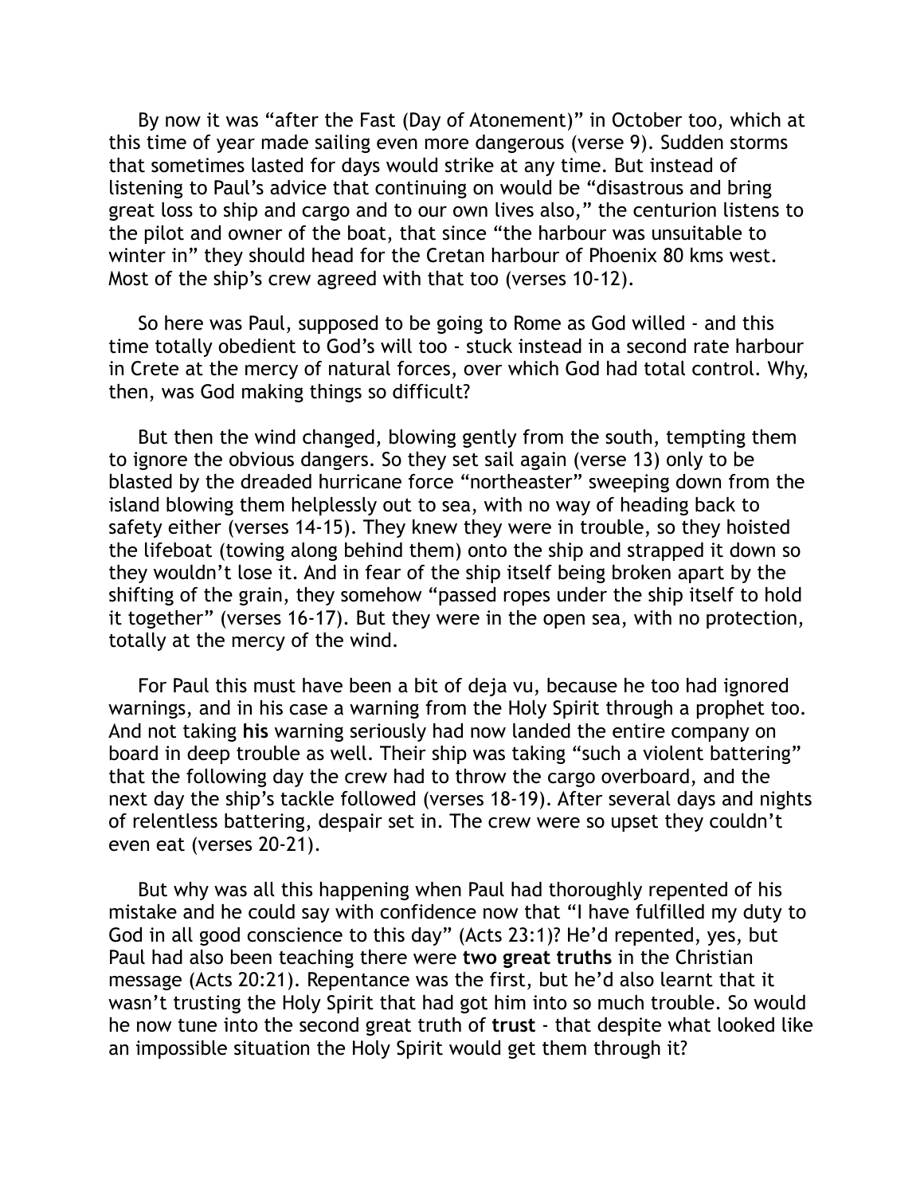By now it was "after the Fast (Day of Atonement)" in October too, which at this time of year made sailing even more dangerous (verse 9). Sudden storms that sometimes lasted for days would strike at any time. But instead of listening to Paul's advice that continuing on would be "disastrous and bring great loss to ship and cargo and to our own lives also," the centurion listens to the pilot and owner of the boat, that since "the harbour was unsuitable to winter in" they should head for the Cretan harbour of Phoenix 80 kms west. Most of the ship's crew agreed with that too (verses 10-12).

So here was Paul, supposed to be going to Rome as God willed - and this time totally obedient to God's will too - stuck instead in a second rate harbour in Crete at the mercy of natural forces, over which God had total control. Why, then, was God making things so difficult?

But then the wind changed, blowing gently from the south, tempting them to ignore the obvious dangers. So they set sail again (verse 13) only to be blasted by the dreaded hurricane force "northeaster" sweeping down from the island blowing them helplessly out to sea, with no way of heading back to safety either (verses 14-15). They knew they were in trouble, so they hoisted the lifeboat (towing along behind them) onto the ship and strapped it down so they wouldn't lose it. And in fear of the ship itself being broken apart by the shifting of the grain, they somehow "passed ropes under the ship itself to hold it together" (verses 16-17). But they were in the open sea, with no protection, totally at the mercy of the wind.

For Paul this must have been a bit of deja vu, because he too had ignored warnings, and in his case a warning from the Holy Spirit through a prophet too. And not taking **his** warning seriously had now landed the entire company on board in deep trouble as well. Their ship was taking "such a violent battering" that the following day the crew had to throw the cargo overboard, and the next day the ship's tackle followed (verses 18-19). After several days and nights of relentless battering, despair set in. The crew were so upset they couldn't even eat (verses 20-21).

But why was all this happening when Paul had thoroughly repented of his mistake and he could say with confidence now that "I have fulfilled my duty to God in all good conscience to this day" (Acts 23:1)? He'd repented, yes, but Paul had also been teaching there were **two great truths** in the Christian message (Acts 20:21). Repentance was the first, but he'd also learnt that it wasn't trusting the Holy Spirit that had got him into so much trouble. So would he now tune into the second great truth of **trust** - that despite what looked like an impossible situation the Holy Spirit would get them through it?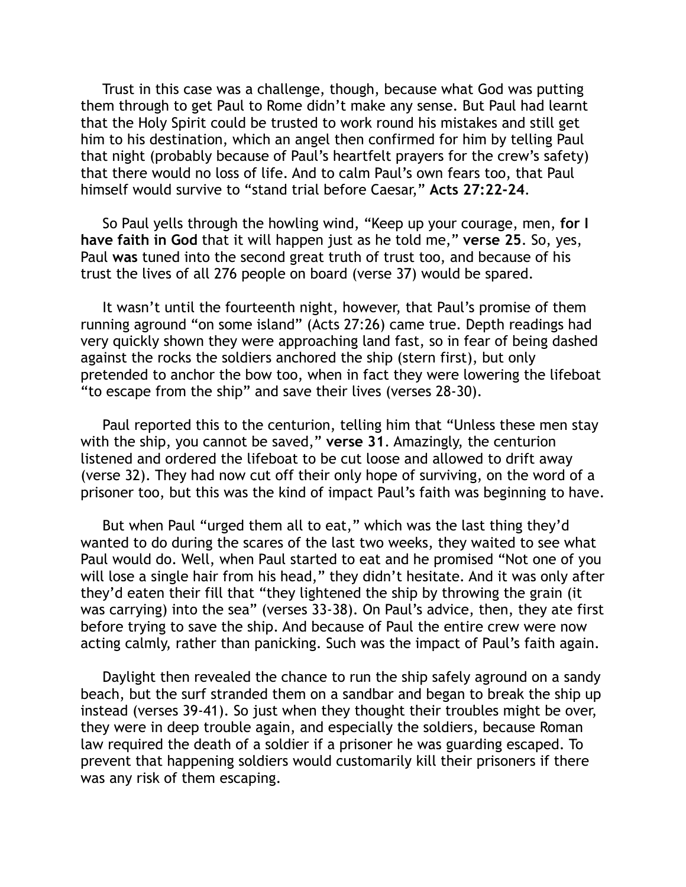Trust in this case was a challenge, though, because what God was putting them through to get Paul to Rome didn't make any sense. But Paul had learnt that the Holy Spirit could be trusted to work round his mistakes and still get him to his destination, which an angel then confirmed for him by telling Paul that night (probably because of Paul's heartfelt prayers for the crew's safety) that there would no loss of life. And to calm Paul's own fears too, that Paul himself would survive to "stand trial before Caesar," **Acts 27:22-24**.

So Paul yells through the howling wind, "Keep up your courage, men, **for I have faith in God** that it will happen just as he told me," **verse 25**. So, yes, Paul **was** tuned into the second great truth of trust too, and because of his trust the lives of all 276 people on board (verse 37) would be spared.

It wasn't until the fourteenth night, however, that Paul's promise of them running aground "on some island" (Acts 27:26) came true. Depth readings had very quickly shown they were approaching land fast, so in fear of being dashed against the rocks the soldiers anchored the ship (stern first), but only pretended to anchor the bow too, when in fact they were lowering the lifeboat "to escape from the ship" and save their lives (verses 28-30).

Paul reported this to the centurion, telling him that "Unless these men stay with the ship, you cannot be saved," **verse 31**. Amazingly, the centurion listened and ordered the lifeboat to be cut loose and allowed to drift away (verse 32). They had now cut off their only hope of surviving, on the word of a prisoner too, but this was the kind of impact Paul's faith was beginning to have.

But when Paul "urged them all to eat," which was the last thing they'd wanted to do during the scares of the last two weeks, they waited to see what Paul would do. Well, when Paul started to eat and he promised "Not one of you will lose a single hair from his head," they didn't hesitate. And it was only after they'd eaten their fill that "they lightened the ship by throwing the grain (it was carrying) into the sea" (verses 33-38). On Paul's advice, then, they ate first before trying to save the ship. And because of Paul the entire crew were now acting calmly, rather than panicking. Such was the impact of Paul's faith again.

Daylight then revealed the chance to run the ship safely aground on a sandy beach, but the surf stranded them on a sandbar and began to break the ship up instead (verses 39-41). So just when they thought their troubles might be over, they were in deep trouble again, and especially the soldiers, because Roman law required the death of a soldier if a prisoner he was guarding escaped. To prevent that happening soldiers would customarily kill their prisoners if there was any risk of them escaping.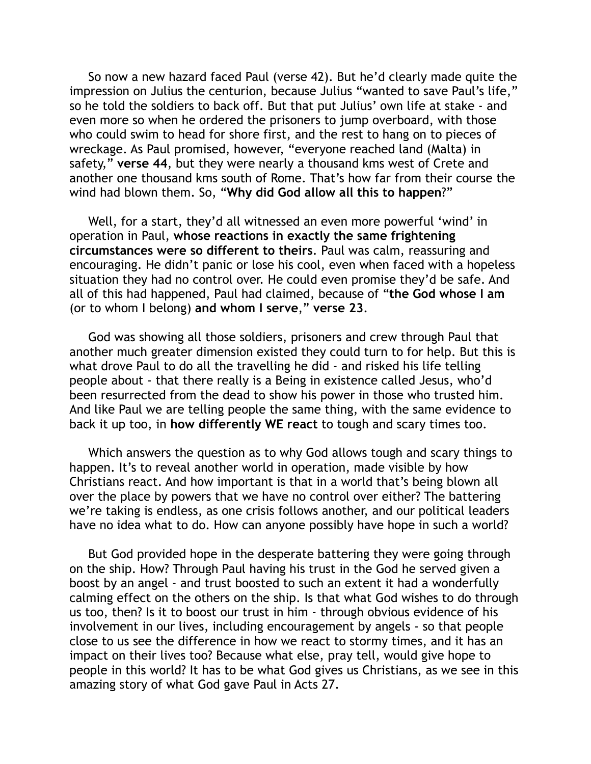So now a new hazard faced Paul (verse 42). But he'd clearly made quite the impression on Julius the centurion, because Julius "wanted to save Paul's life," so he told the soldiers to back off. But that put Julius' own life at stake - and even more so when he ordered the prisoners to jump overboard, with those who could swim to head for shore first, and the rest to hang on to pieces of wreckage. As Paul promised, however, "everyone reached land (Malta) in safety," **verse 44**, but they were nearly a thousand kms west of Crete and another one thousand kms south of Rome. That's how far from their course the wind had blown them. So, "**Why did God allow all this to happen**?"

Well, for a start, they'd all witnessed an even more powerful 'wind' in operation in Paul, **whose reactions in exactly the same frightening circumstances were so different to theirs**. Paul was calm, reassuring and encouraging. He didn't panic or lose his cool, even when faced with a hopeless situation they had no control over. He could even promise they'd be safe. And all of this had happened, Paul had claimed, because of "**the God whose I am** (or to whom I belong) **and whom I serve**," **verse 23**.

God was showing all those soldiers, prisoners and crew through Paul that another much greater dimension existed they could turn to for help. But this is what drove Paul to do all the travelling he did - and risked his life telling people about - that there really is a Being in existence called Jesus, who'd been resurrected from the dead to show his power in those who trusted him. And like Paul we are telling people the same thing, with the same evidence to back it up too, in **how differently WE react** to tough and scary times too.

Which answers the question as to why God allows tough and scary things to happen. It's to reveal another world in operation, made visible by how Christians react. And how important is that in a world that's being blown all over the place by powers that we have no control over either? The battering we're taking is endless, as one crisis follows another, and our political leaders have no idea what to do. How can anyone possibly have hope in such a world?

But God provided hope in the desperate battering they were going through on the ship. How? Through Paul having his trust in the God he served given a boost by an angel - and trust boosted to such an extent it had a wonderfully calming effect on the others on the ship. Is that what God wishes to do through us too, then? Is it to boost our trust in him - through obvious evidence of his involvement in our lives, including encouragement by angels - so that people close to us see the difference in how we react to stormy times, and it has an impact on their lives too? Because what else, pray tell, would give hope to people in this world? It has to be what God gives us Christians, as we see in this amazing story of what God gave Paul in Acts 27.